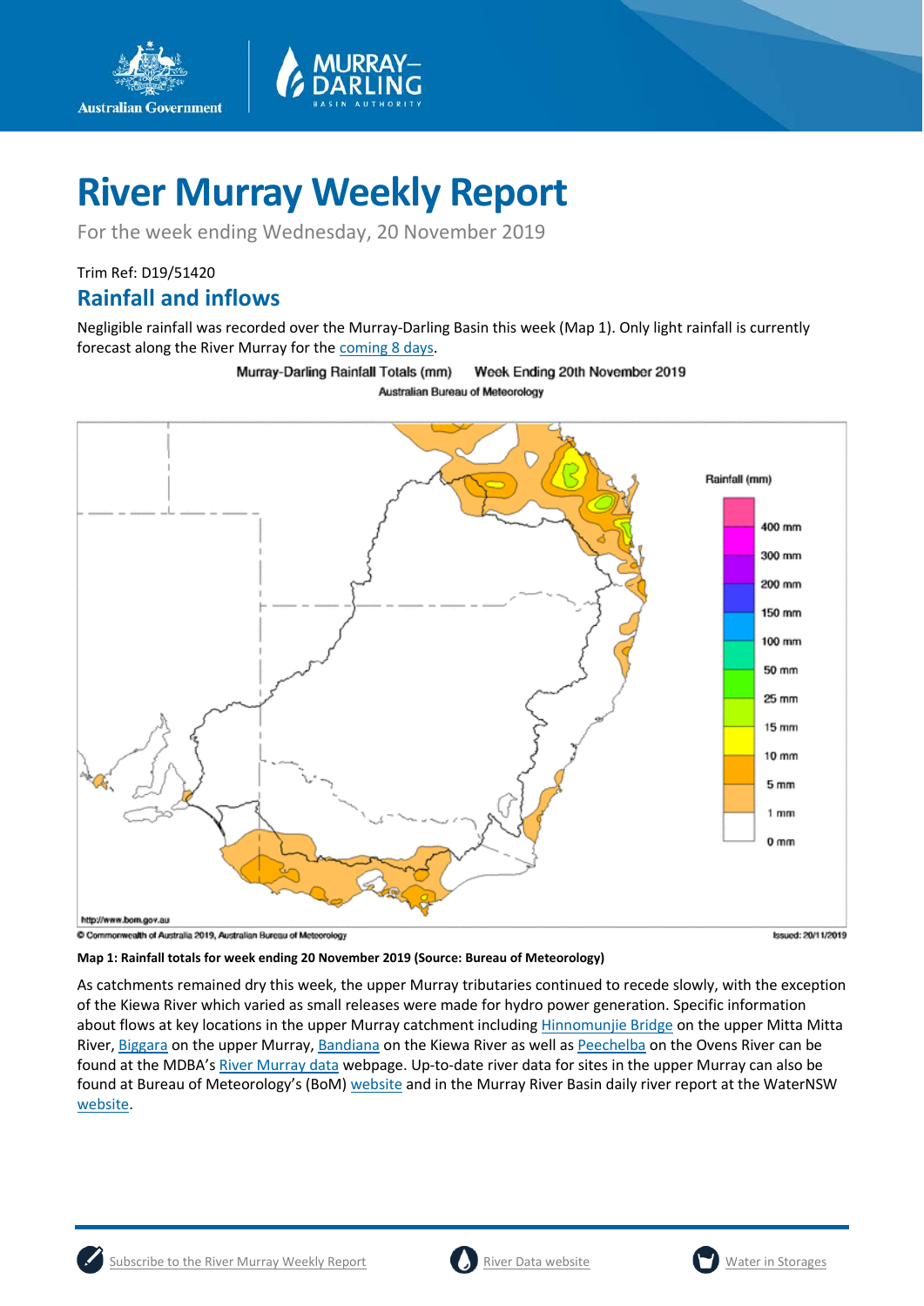# River Murray Weekly Report

For the week ending Wednesday, 20 November 2019

Trim Ref: D19/51420

## Rainfall and inflows

Negligible rainfall was recorded over the Murray-Darling Basin this week (Map 1). Only light rainfall is currently forecast along the River Murray for the coming 8 days.

**Map 1: Rainfall totals for week ending 20 November 2019 (Source: Bureau of Meteorology)**

As catchments remained dry this week, the upper Murray tributaries continued to recede slowly, with the exception of the Kiewa River which varied as small releases were made for hydro power generation. Specific information about flows at key locations in the upper Murray catchment including Hinnomunjie Bridge on the upper Mitta Mitta River, Biggara on the upper Murray, Bandiana on the Kiewa River as well as Peechelba on the Ovens River can be found at the MDBA's River Murray data webpage. Up-to-date river data for sites in the upper Murray can also be found at Bureau of Meteorology's (BoM) website and in the Murray River Basin daily river report at the WaterNSW website.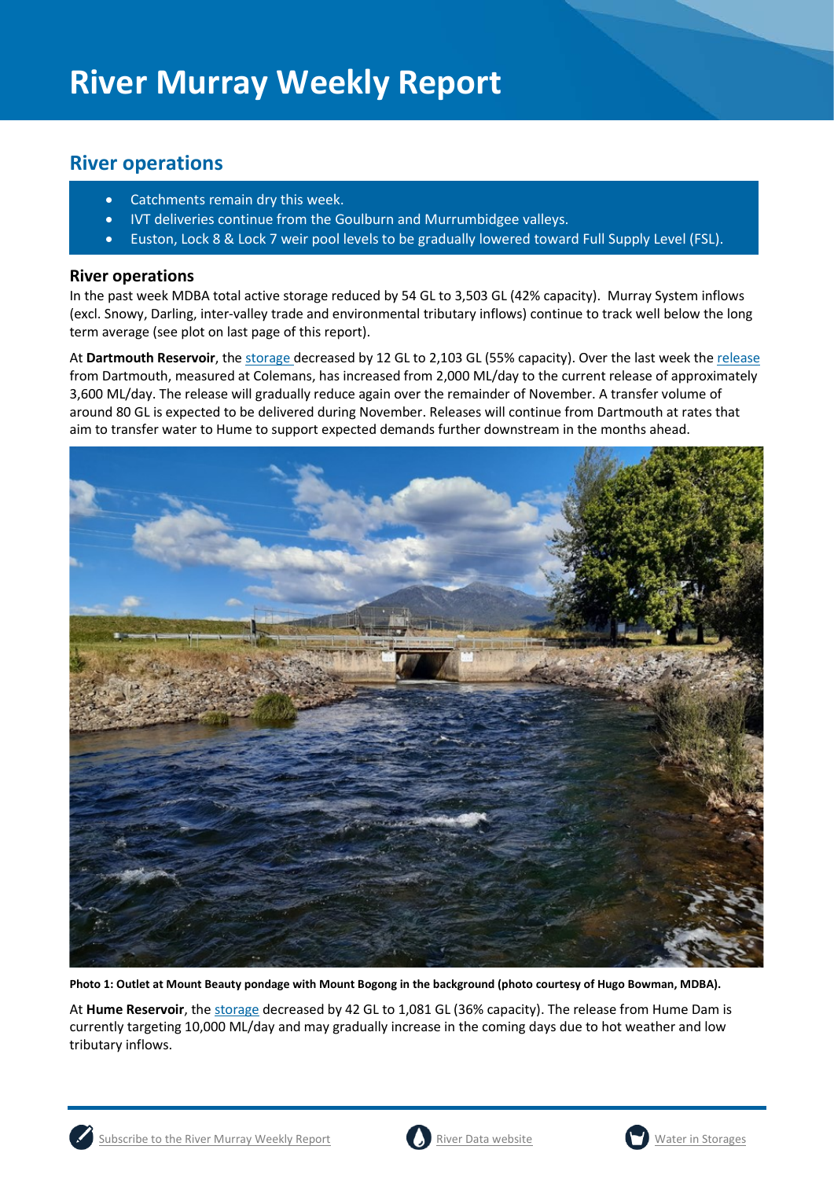# River Murray Weekly Report

## River operations

- Catchments remain dry this week.
- IVT deliveries continue from the Goulburn and Murrumbidgee valleys.
- Euston, Lock 8 & Lock 7 weir pool levels to be gradually lowered toward Full Supply Level (FSL).

### River operations

In the past week MDBA total active storage reduced by 54 GL to 3,503 GL (42% capacity). Murray System inflows (excl. Snowy, Darling, inter-valley trade and environmental tributary inflows) continue to track well below the long term average (see plot on last page of this report).

At **Dartmouth Reservoir**, the storage decreased by 12 GL to 2,103 GL (55% capacity). Over the last week the release from Dartmouth, measured at Colemans, has increased from 2,000 ML/day to the current release of approximately 3,600 ML/day. The release will gradually reduce again over the remainder of November. A transfer volume of around 80 GL is expected to be delivered during November. Releases will continue from Dartmouth at rates that aim to transfer water to Hume to support expected demands further downstream in the months ahead.

**Photo 1: Outlet at Mount Beauty pondage with Mount Bogong in the background (photo courtesy of Hugo Bowman, MDBA).**

At **Hume Reservoir**, the storage decreased by 42 GL to 1,081 GL (36% capacity). The release from Hume Dam is currently targeting 10,000 ML/day and may gradually increase in the coming days due to hot weather and low tributary inflows.

Subscribe to the River Murray Weekly Report | River Data website | Water in Storages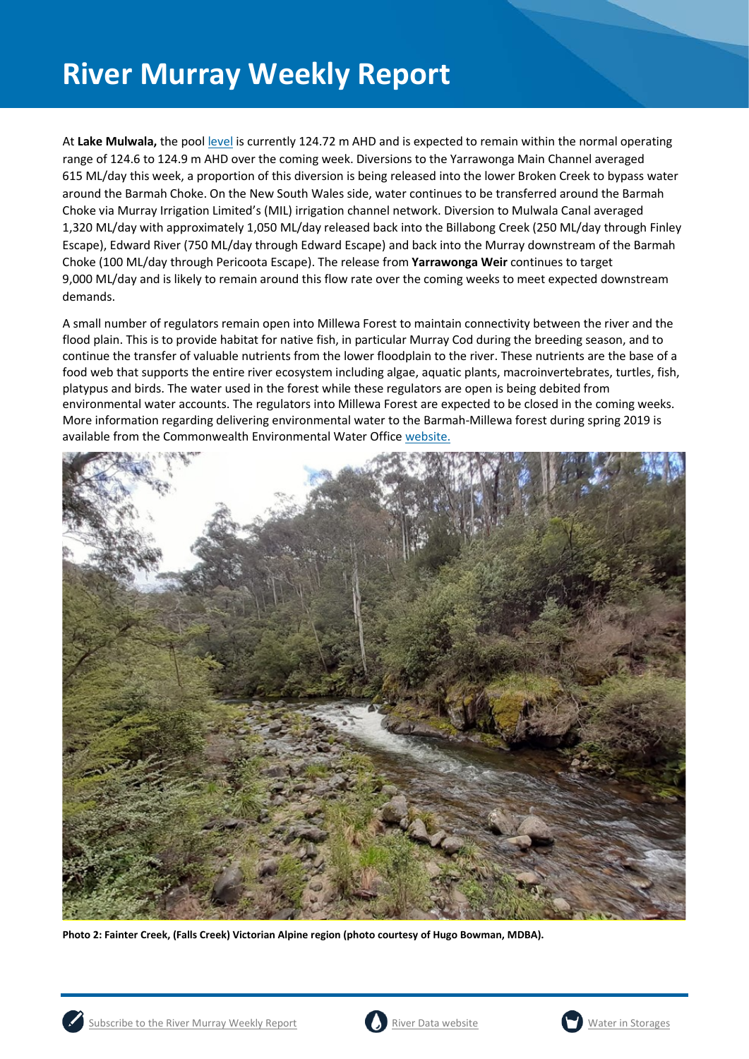At **Lake Mulwala,** the pool level is currently 124.72 m AHD and is expected to remain within the normal operating range of 124.6 to 124.9 m AHD over the coming week. Diversions to the Yarrawonga Main Channel averaged 615 ML/day this week, a proportion of this diversion is being released into the lower Broken Creek to bypass water around the Barmah Choke. On the New South Wales side, water continues to be transferred around the Barmah Choke via Murray Irrigation Limited's (MIL) irrigation channel network. Diversion to Mulwala Canal averaged 1,320 ML/day with approximately 1,050 ML/day released back into the Billabong Creek (250 ML/day through Finley Escape), Edward River (750 ML/day through Edward Escape) and back into the Murray downstream of the Barmah Choke (100 ML/day through Pericoota Escape). The release from **Yarrawonga Weir** continues to target 9,000 ML/day and is likely to remain around this flow rate over the coming weeks to meet expected downstream demands.

A small number of regulators remain open into Millewa Forest to maintain connectivity between the river and the flood plain. This is to provide habitat for native fish, in particular Murray Cod during the breeding season, and to continue the transfer of valuable nutrients from the lower floodplain to the river. These nutrients are the base of a food web that supports the entire river ecosystem including algae, aquatic plants, macroinvertebrates, turtles, fish, platypus and birds. The water used in the forest while these regulators are open is being debited from environmental water accounts. The regulators into Millewa Forest are expected to be closed in the coming weeks. More information regarding delivering environmental water to the Barmah-Millewa forest during spring 2019 is available from the Commonwealth Environmental Water Office website.

**Photo 2: Fainter Creek, (Falls Creek) Victorian Alpine region (photo courtesy of Hugo Bowman, MDBA).**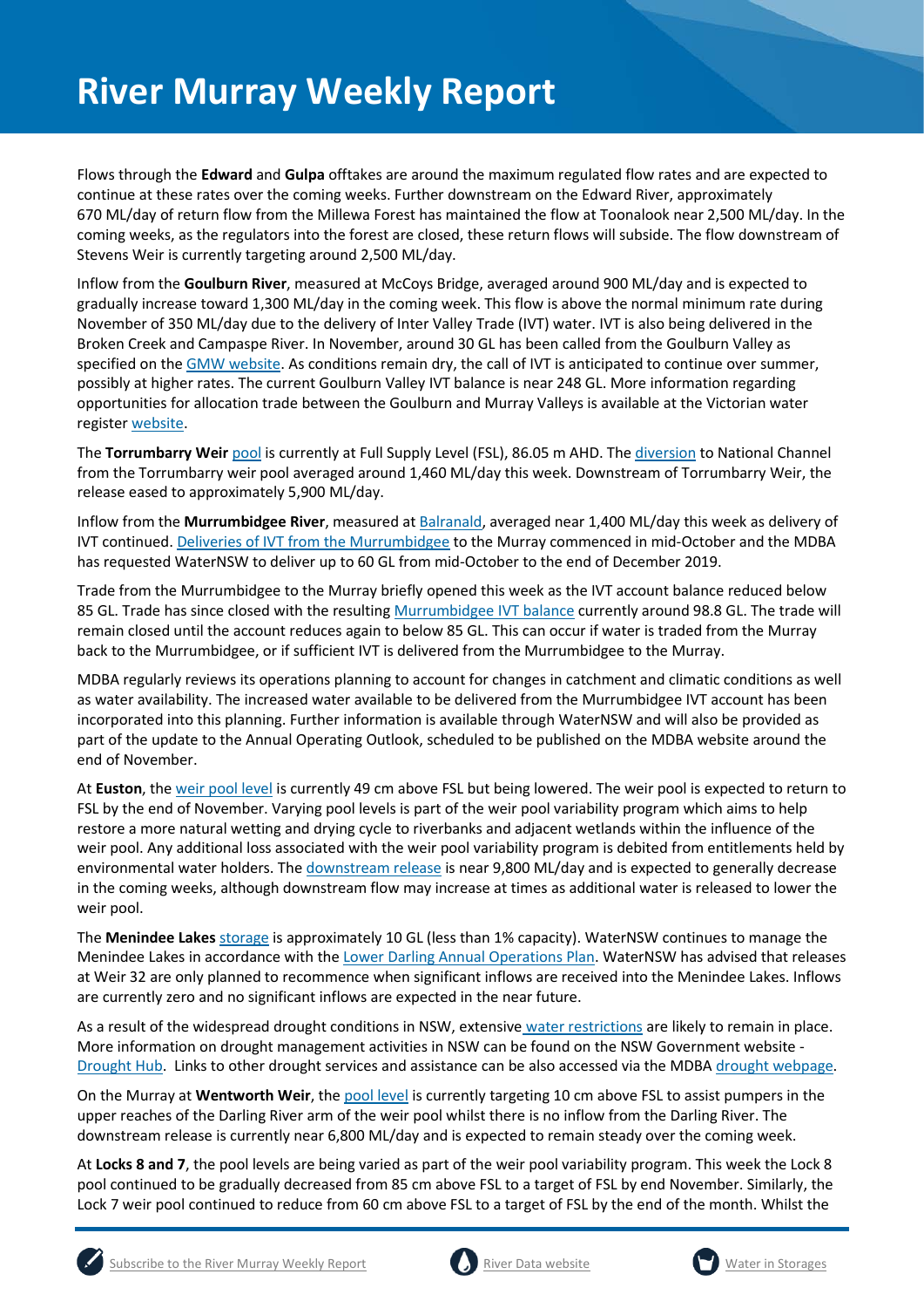# River Murray Weekly Report

Flows through the **Edward** and **Gulpa** offtakes are around the maximum regulated flow rates and are expected to continue at these rates over the coming weeks. Further downstream on the Edward River, approximately 670 ML/day of return flow from the Millewa Forest has maintained the flow at Toonalook near 2,500 ML/day. In the coming weeks, as the regulators into the forest are closed, these return flows will subside. The flow downstream of Stevens Weir is currently targeting around 2,500 ML/day.

Inflow from the **Goulburn River**, measured at McCoys Bridge, averaged around 900 ML/day and is expected to gradually increase toward 1,300 ML/day in the coming week. This flow is above the normal minimum rate during November of 350 ML/day due to the delivery of Inter Valley Trade (IVT) water. IVT is also being delivered in the Broken Creek and Campaspe River. In November, around 30 GL has been called from the Goulburn Valley as specified on the GMW website. As conditions remain dry, the call of IVT is anticipated to continue over summer, possibly at higher rates. The current Goulburn Valley IVT balance is near 248 GL. More information regarding opportunities for allocation trade between the Goulburn and Murray Valleys is available at the Victorian water register website.

The **Torrumbarry Weir** pool is currently at Full Supply Level (FSL), 86.05 m AHD. The diversion to National Channel from the Torrumbarry weir pool averaged around 1,460 ML/day this week. Downstream of Torrumbarry Weir, the release eased to approximately 5,900 ML/day.

Inflow from the **Murrumbidgee River**, measured at Balranald, averaged near 1,400 ML/day this week as delivery of IVT continued. Deliveries of IVT from the Murrumbidgee to the Murray commenced in mid-October and the MDBA has requested WaterNSW to deliver up to 60 GL from mid-October to the end of December 2019.

Trade from the Murrumbidgee to the Murray briefly opened this week as the IVT account balance reduced below 85 GL. Trade has since closed with the resulting Murrumbidgee IVT balance currently around 98.8 GL. The trade will remain closed until the account reduces again to below 85 GL. This can occur if water is traded from the Murray back to the Murrumbidgee, or if sufficient IVT is delivered from the Murrumbidgee to the Murray.

MDBA regularly reviews its operations planning to account for changes in catchment and climatic conditions as well as water availability. The increased water available to be delivered from the Murrumbidgee IVT account has been incorporated into this planning. Further information is available through WaterNSW and will also be provided as part of the update to the Annual Operating Outlook, scheduled to be published on the MDBA website around the end of November.

At **Euston**, the weir pool level is currently 49 cm above FSL but being lowered. The weir pool is expected to return to FSL by the end of November. Varying pool levels is part of the weir pool variability program which aims to help restore a more natural wetting and drying cycle to riverbanks and adjacent wetlands within the influence of the weir pool. Any additional loss associated with the weir pool variability program is debited from entitlements held by environmental water holders. The downstream release is near 9,800 ML/day and is expected to generally decrease in the coming weeks, although downstream flow may increase at times as additional water is released to lower the weir pool.

The **Menindee Lakes** storage is approximately 10 GL (less than 1% capacity). WaterNSW continues to manage the Menindee Lakes in accordance with the Lower Darling Annual Operations Plan. WaterNSW has advised that releases at Weir 32 are only planned to recommence when significant inflows are received into the Menindee Lakes. Inflows are currently zero and no significant inflows are expected in the near future.

As a result of the widespread drought conditions in NSW, extensive water restrictions are likely to remain in place. More information on drought management activities in NSW can be found on the NSW Government website - Drought Hub. Links to other drought services and assistance can be also accessed via the MDBA drought webpage.

On the Murray at **Wentworth Weir**, the pool level is currently targeting 10 cm above FSL to assist pumpers in the upper reaches of the Darling River arm of the weir pool whilst there is no inflow from the Darling River. The downstream release is currently near 6,800 ML/day and is expected to remain steady over the coming week.

At **Locks 8 and 7**, the pool levels are being varied as part of the weir pool variability program. This week the Lock 8 pool continued to be gradually decreased from 85 cm above FSL to a target of FSL by end November. Similarly, the Lock 7 weir pool continued to reduce from 60 cm above FSL to a target of FSL by the end of the month. Whilst the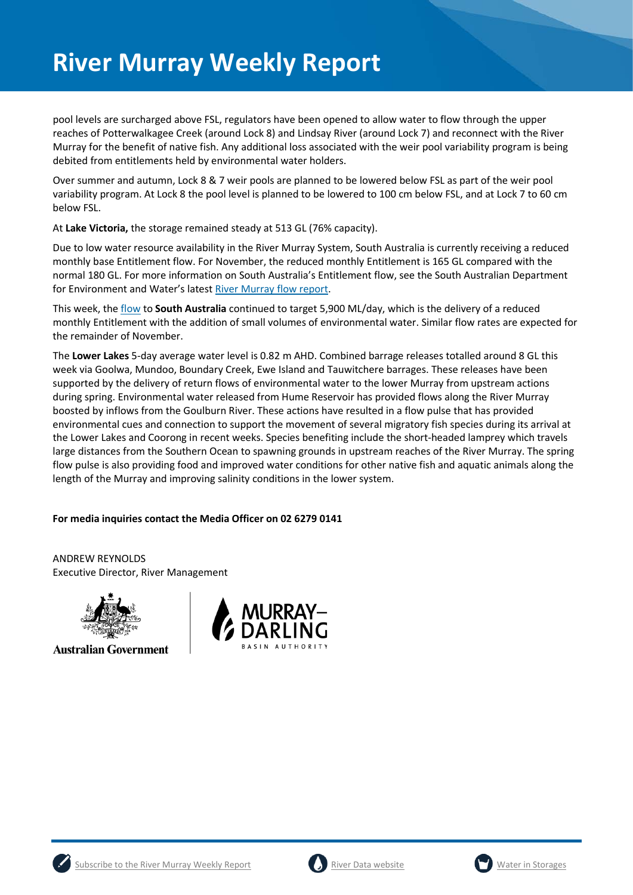pool levels are surcharged above FSL, regulators have been opened to allow water to flow through the upper reaches of Potterwalkagee Creek (around Lock 8) and Lindsay River (around Lock 7) and reconnect with the River Murray for the benefit of native fish. Any additional loss associated with the weir pool variability program is being debited from entitlements held by environmental water holders.

Over summer and autumn, Lock 8 & 7 weir pools are planned to be lowered below FSL as part of the weir pool variability program. At Lock 8 the pool level is planned to be lowered to 100 cm below FSL, and at Lock 7 to 60 cm below FSL.

At **Lake Victoria,** the storage remained steady at 513 GL (76% capacity).

Due to low water resource availability in the River Murray System, South Australia is currently receiving a reduced monthly base Entitlement flow. For November, the reduced monthly Entitlement is 165 GL compared with the normal 180 GL. For more information on South Australia's Entitlement flow, see the South Australian Department for Environment and Water's latest River Murray flow report.

This week, the flow to **South Australia** continued to target 5,900 ML/day, which is the delivery of a reduced monthly Entitlement with the addition of small volumes of environmental water. Similar flow rates are expected for the remainder of November.

The **Lower Lakes** 5-day average water level is 0.82 m AHD. Combined barrage releases totalled around 8 GL this week via Goolwa, Mundoo, Boundary Creek, Ewe Island and Tauwitchere barrages. These releases have been supported by the delivery of return flows of environmental water to the lower Murray from upstream actions during spring. Environmental water released from Hume Reservoir has provided flows along the River Murray boosted by inflows from the Goulburn River. These actions have resulted in a flow pulse that has provided environmental cues and connection to support the movement of several migratory fish species during its arrival at the Lower Lakes and Coorong in recent weeks. Species benefiting include the short-headed lamprey which travels large distances from the Southern Ocean to spawning grounds in upstream reaches of the River Murray. The spring flow pulse is also providing food and improved water conditions for other native fish and aquatic animals along the length of the Murray and improving salinity conditions in the lower system.

**For media inquiries contact the Media Officer on 02 6279 0141**

ANDREW REYNOLDS
Executive Director, River Management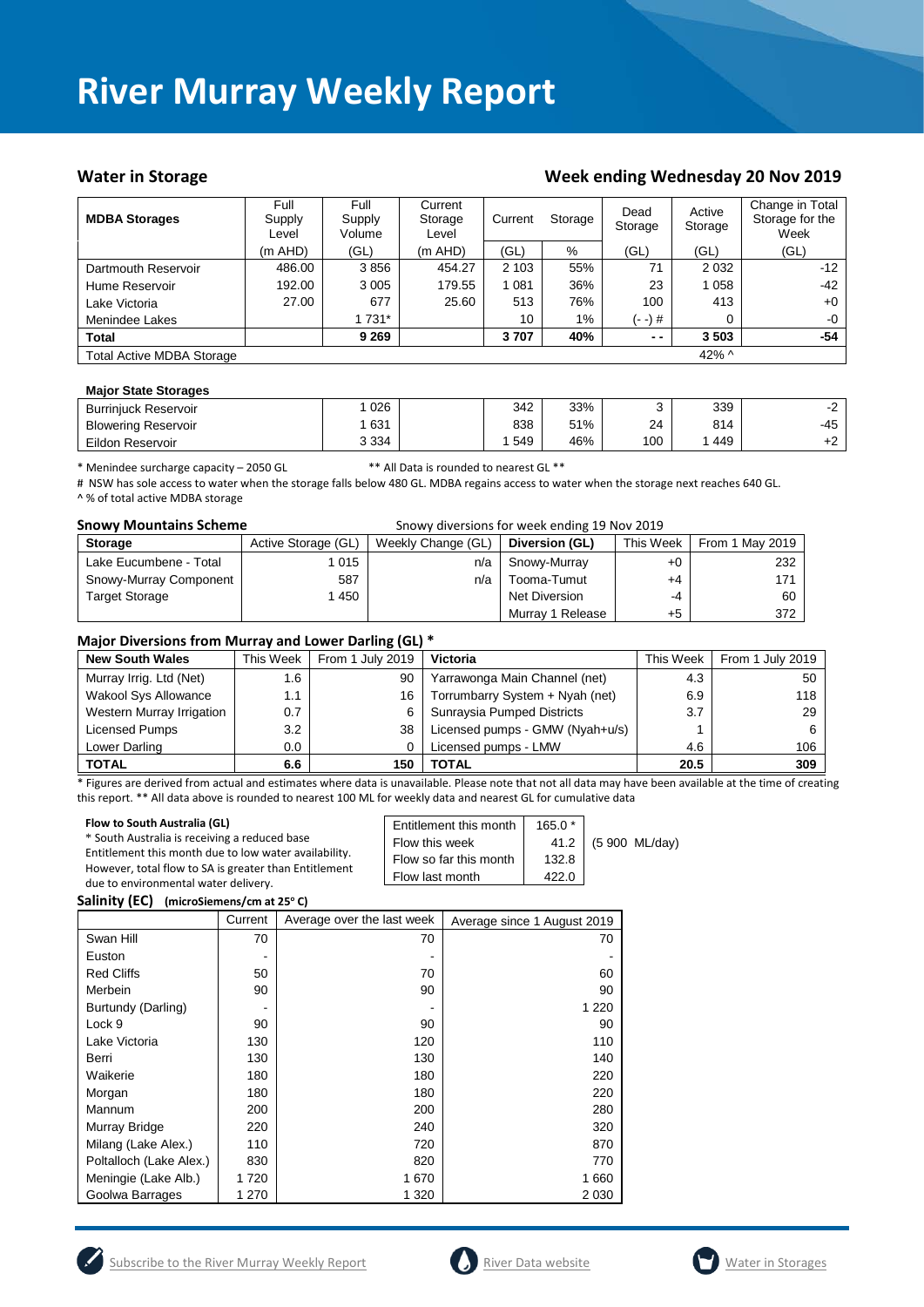# River Murray Weekly Report

## Water in Storage

## Week ending Wednesday 20 Nov 2019

| MDBA Storages | Full Supply Level | Full Supply Volume | Current Storage Level | Current | Storage | Dead Storage | Active Storage | Change in Total Storage for the Week |
|---|---|---|---|---|---|---|---|---|
| | (m AHD) | (GL) | (m AHD) | (GL) | % | (GL) | (GL) | (GL) |
| Dartmouth Reservoir | 486.00 | 3 856 | 454.27 | 2 103 | 55% | 71 | 2 032 | -12 |
| Hume Reservoir | 192.00 | 3 005 | 179.55 | 1 081 | 36% | 23 | 1 058 | -42 |
| Lake Victoria | 27.00 | 677 | 25.60 | 513 | 76% | 100 | 413 | +0 |
| Menindee Lakes | | 1 731* | | 10 | 1% | (- -) # | 0 | -0 |
| **Total** | | **9 269** | | **3 707** | **40%** | **- -** | **3 503** | **-54** |
| Total Active MDBA Storage | | | | | | | 42% ^ | |

**Major State Storages**

| | | | | | | | | |
|---|---|---|---|---|---|---|---|---|
| Burrinjuck Reservoir | | 1 026 | | 342 | 33% | 3 | 339 | -2 |
| Blowering Reservoir | | 1 631 | | 838 | 51% | 24 | 814 | -45 |
| Eildon Reservoir | | 3 334 | | 1 549 | 46% | 100 | 1 449 | +2 |

\* Menindee surcharge capacity – 2050 GL ** All Data is rounded to nearest GL **

# NSW has sole access to water when the storage falls below 480 GL. MDBA regains access to water when the storage next reaches 640 GL.

^ % of total active MDBA storage

**Snowy Mountains Scheme** Snowy diversions for week ending 19 Nov 2019

| Storage | Active Storage (GL) | Weekly Change (GL) | Diversion (GL) | This Week | From 1 May 2019 |
|---|---|---|---|---|---|
| Lake Eucumbene - Total | 1 015 | n/a | Snowy-Murray | +0 | 232 |
| Snowy-Murray Component | 587 | n/a | Tooma-Tumut | +4 | 171 |
| Target Storage | 1 450 | | Net Diversion | -4 | 60 |
| | | | Murray 1 Release | +5 | 372 |

**Major Diversions from Murray and Lower Darling (GL) ***

| New South Wales | This Week | From 1 July 2019 | Victoria | This Week | From 1 July 2019 |
|---|---|---|---|---|---|
| Murray Irrig. Ltd (Net) | 1.6 | 90 | Yarrawonga Main Channel (net) | 4.3 | 50 |
| Wakool Sys Allowance | 1.1 | 16 | Torrumbarry System + Nyah (net) | 6.9 | 118 |
| Western Murray Irrigation | 0.7 | 6 | Sunraysia Pumped Districts | 3.7 | 29 |
| Licensed Pumps | 3.2 | 38 | Licensed pumps - GMW (Nyah+u/s) | 1 | 6 |
| Lower Darling | 0.0 | 0 | Licensed pumps - LMW | 4.6 | 106 |
| **TOTAL** | **6.6** | **150** | **TOTAL** | **20.5** | **309** |

\* Figures are derived from actual and estimates where data is unavailable. Please note that not all data may have been available at the time of creating this report. ** All data above is rounded to nearest 100 ML for weekly data and nearest GL for cumulative data

**Flow to South Australia (GL)**

\* South Australia is receiving a reduced base Entitlement this month due to low water availability. However, total flow to SA is greater than Entitlement due to environmental water delivery.

| | | |
|---|---|---|
| Entitlement this month | 165.0 * | |
| Flow this week | 41.2 | (5 900 ML/day) |
| Flow so far this month | 132.8 | |
| Flow last month | 422.0 | |

**Salinity (EC)** (microSiemens/cm at 25° C)

| | Current | Average over the last week | Average since 1 August 2019 |
|---|---|---|---|
| Swan Hill | 70 | 70 | 70 |
| Euston | - | - | - |
| Red Cliffs | 50 | 70 | 60 |
| Merbein | 90 | 90 | 90 |
| Burtundy (Darling) | - | - | 1 220 |
| Lock 9 | 90 | 90 | 90 |
| Lake Victoria | 130 | 120 | 110 |
| Berri | 130 | 130 | 140 |
| Waikerie | 180 | 180 | 220 |
| Morgan | 180 | 180 | 220 |
| Mannum | 200 | 200 | 280 |
| Murray Bridge | 220 | 240 | 320 |
| Milang (Lake Alex.) | 110 | 720 | 870 |
| Poltalloch (Lake Alex.) | 830 | 820 | 770 |
| Meningie (Lake Alb.) | 1 720 | 1 670 | 1 660 |
| Goolwa Barrages | 1 270 | 1 320 | 2 030 |

Subscribe to the River Murray Weekly Report | River Data website | Water in Storages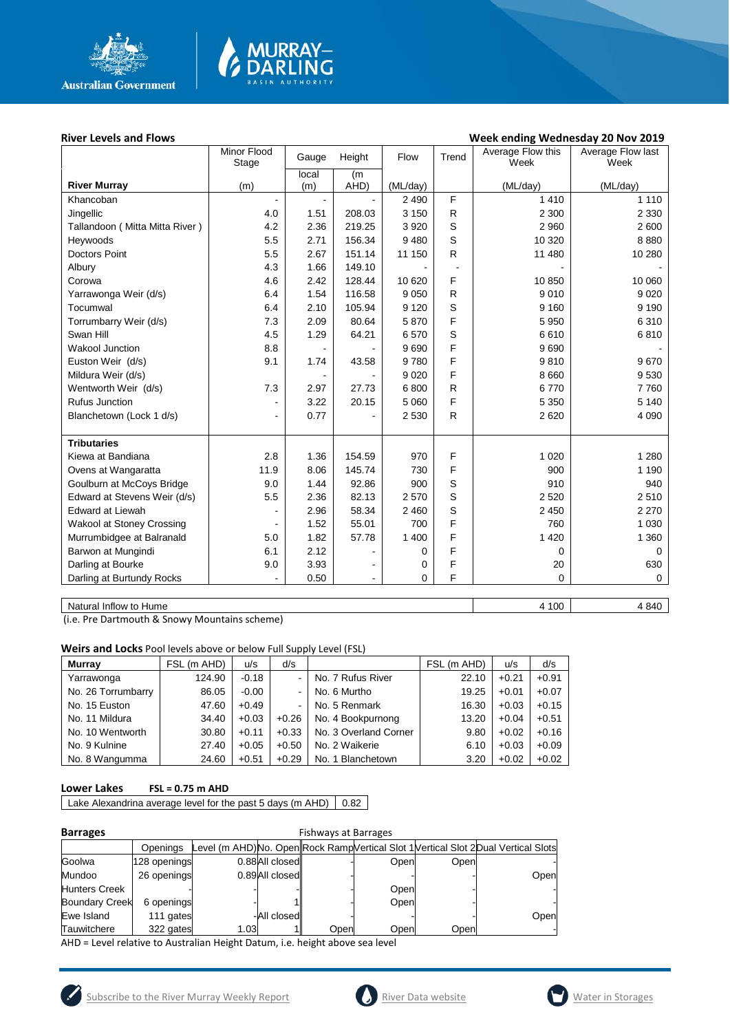## River Levels and Flows

**Week ending Wednesday 20 Nov 2019**

| River Murray | Minor Flood Stage (m) | Gauge local (m) | Height (m AHD) | Flow (ML/day) | Trend | Average Flow this Week (ML/day) | Average Flow last Week (ML/day) |
|---|---|---|---|---|---|---|---|
| Khancoban | - | - | - | 2 490 | F | 1 410 | 1 110 |
| Jingellic | 4.0 | 1.51 | 208.03 | 3 150 | R | 2 300 | 2 330 |
| Tallandoon ( Mitta Mitta River ) | 4.2 | 2.36 | 219.25 | 3 920 | S | 2 960 | 2 600 |
| Heywoods | 5.5 | 2.71 | 156.34 | 9 480 | S | 10 320 | 8 880 |
| Doctors Point | 5.5 | 2.67 | 151.14 | 11 150 | R | 11 480 | 10 280 |
| Albury | 4.3 | 1.66 | 149.10 | - | - | - | - |
| Corowa | 4.6 | 2.42 | 128.44 | 10 620 | F | 10 850 | 10 060 |
| Yarrawonga Weir (d/s) | 6.4 | 1.54 | 116.58 | 9 050 | R | 9 010 | 9 020 |
| Tocumwal | 6.4 | 2.10 | 105.94 | 9 120 | S | 9 160 | 9 190 |
| Torrumbarry Weir (d/s) | 7.3 | 2.09 | 80.64 | 5 870 | F | 5 950 | 6 310 |
| Swan Hill | 4.5 | 1.29 | 64.21 | 6 570 | S | 6 610 | 6 810 |
| Wakool Junction | 8.8 | - | - | 9 690 | F | 9 690 | - |
| Euston Weir (d/s) | 9.1 | 1.74 | 43.58 | 9 780 | F | 9 810 | 9 670 |
| Mildura Weir (d/s) | | - | - | 9 020 | F | 8 660 | 9 530 |
| Wentworth Weir (d/s) | 7.3 | 2.97 | 27.73 | 6 800 | R | 6 770 | 7 760 |
| Rufus Junction | - | 3.22 | 20.15 | 5 060 | F | 5 350 | 5 140 |
| Blanchetown (Lock 1 d/s) | - | 0.77 | - | 2 530 | R | 2 620 | 4 090 |
| **Tributaries** | | | | | | | |
| Kiewa at Bandiana | 2.8 | 1.36 | 154.59 | 970 | F | 1 020 | 1 280 |
| Ovens at Wangaratta | 11.9 | 8.06 | 145.74 | 730 | F | 900 | 1 190 |
| Goulburn at McCoys Bridge | 9.0 | 1.44 | 92.86 | 900 | S | 910 | 940 |
| Edward at Stevens Weir (d/s) | 5.5 | 2.36 | 82.13 | 2 570 | S | 2 520 | 2 510 |
| Edward at Liewah | - | 2.96 | 58.34 | 2 460 | S | 2 450 | 2 270 |
| Wakool at Stoney Crossing | - | 1.52 | 55.01 | 700 | F | 760 | 1 030 |
| Murrumbidgee at Balranald | 5.0 | 1.82 | 57.78 | 1 400 | F | 1 420 | 1 360 |
| Barwon at Mungindi | 6.1 | 2.12 | - | 0 | F | 0 | 0 |
| Darling at Bourke | 9.0 | 3.93 | - | 0 | F | 20 | 630 |
| Darling at Burtundy Rocks | - | 0.50 | - | 0 | F | 0 | 0 |

| | This Week | Last Week |
|---|---|---|
| Natural Inflow to Hume | 4 100 | 4 840 |

(i.e. Pre Dartmouth & Snowy Mountains scheme)

## Weirs and Locks

Pool levels above or below Full Supply Level (FSL)

| Murray | FSL (m AHD) | u/s | d/s | | FSL (m AHD) | u/s | d/s |
|---|---|---|---|---|---|---|---|
| Yarrawonga | 124.90 | -0.18 | - | No. 7 Rufus River | 22.10 | +0.21 | +0.91 |
| No. 26 Torrumbarry | 86.05 | -0.00 | - | No. 6 Murtho | 19.25 | +0.01 | +0.07 |
| No. 15 Euston | 47.60 | +0.49 | - | No. 5 Renmark | 16.30 | +0.03 | +0.15 |
| No. 11 Mildura | 34.40 | +0.03 | +0.26 | No. 4 Bookpurnong | 13.20 | +0.04 | +0.51 |
| No. 10 Wentworth | 30.80 | +0.11 | +0.33 | No. 3 Overland Corner | 9.80 | +0.02 | +0.16 |
| No. 9 Kulnine | 27.40 | +0.05 | +0.50 | No. 2 Waikerie | 6.10 | +0.03 | +0.09 |
| No. 8 Wangumma | 24.60 | +0.51 | +0.29 | No. 1 Blanchetown | 3.20 | +0.02 | +0.02 |

## Lower Lakes

**FSL = 0.75 m AHD**

| Lake Alexandrina average level for the past 5 days (m AHD) | 0.82 |
|---|---|

## Barrages

Fishways at Barrages

| | Openings | Level (m AHD) | No. Open | Rock Ramp | Vertical Slot 1 | Vertical Slot 2 | Dual Vertical Slots |
|---|---|---|---|---|---|---|---|
| Goolwa | 128 openings | 0.88 | All closed | - | Open | Open | - |
| Mundoo | 26 openings | 0.89 | All closed | - | - | - | Open |
| Hunters Creek | - | - | - | - | Open | - | - |
| Boundary Creek | 6 openings | - | 1 | - | Open | - | - |
| Ewe Island | 111 gates | - | All closed | - | - | - | Open |
| Tauwitchere | 322 gates | 1.03 | 1 | Open | Open | Open | - |

AHD = Level relative to Australian Height Datum, i.e. height above sea level

Subscribe to the River Murray Weekly Report | River Data website | Water in Storages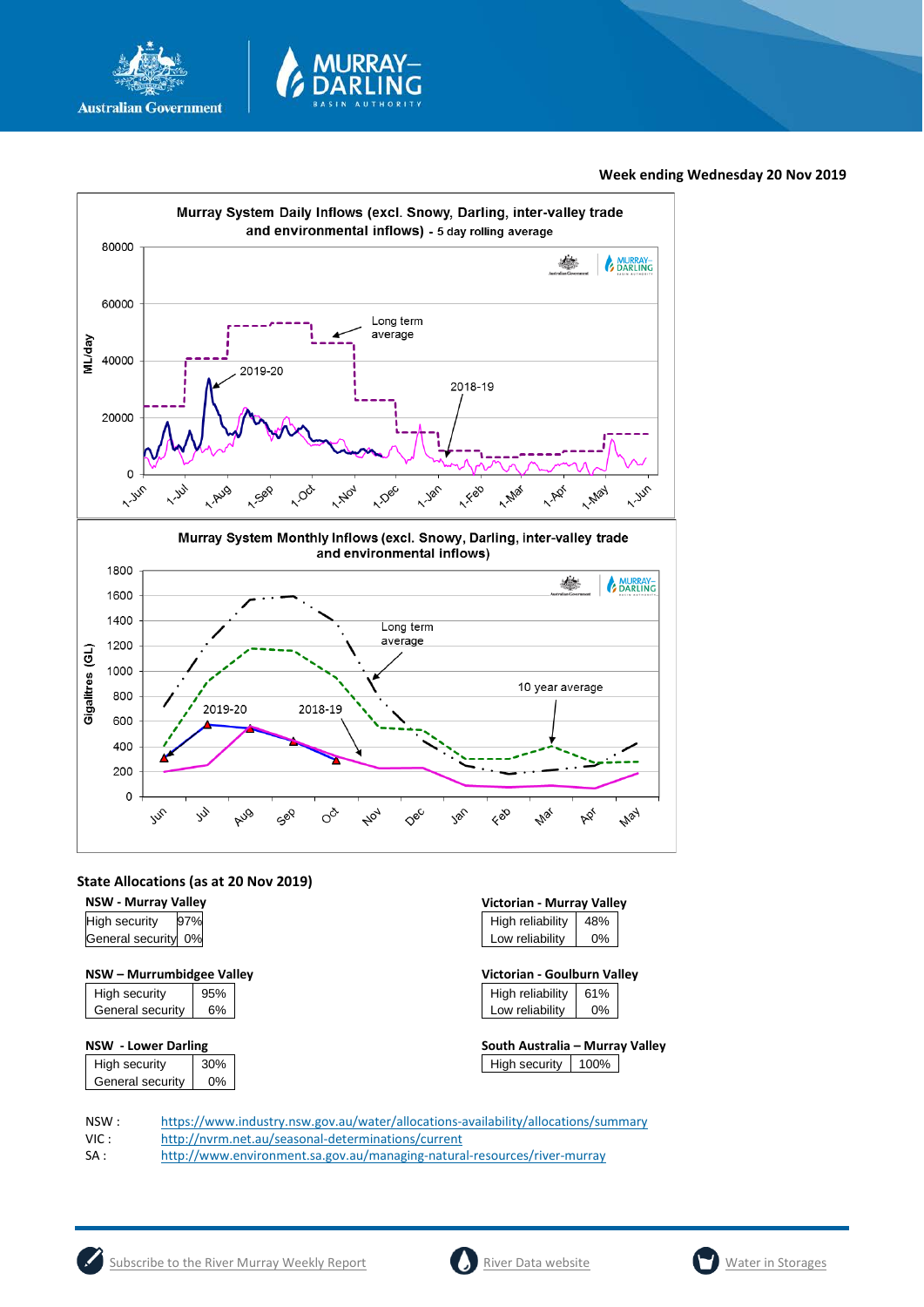**Week ending Wednesday 20 Nov 2019**

Murray System Daily Inflows (excl. Snowy, Darling, inter-valley trade and environmental inflows) - 5 day rolling average

ML/day

80000
60000
40000
20000
0

Long term average
2019-20
2018-19

1-Jun 1-Jul 1-Aug 1-Sep 1-Oct 1-Nov 1-Dec 1-Jan 1-Feb 1-Mar 1-Apr 1-May 1-Jun

Murray System Monthly Inflows (excl. Snowy, Darling, inter-valley trade and environmental inflows)

Gigalitres (GL)

1800
1600
1400
1200
1000
800
600
400
200
0

Long term average
10 year average
2019-20
2018-19

Jun Jul Aug Sep Oct Nov Dec Jan Feb Mar Apr May

## State Allocations (as at 20 Nov 2019)

**NSW - Murray Valley**

| | |
|---|---|
| High security | 97% |
| General security | 0% |

**NSW – Murrumbidgee Valley**

| | |
|---|---|
| High security | 95% |
| General security | 6% |

**NSW - Lower Darling**

| | |
|---|---|
| High security | 30% |
| General security | 0% |

**Victorian - Murray Valley**

| | |
|---|---|
| High reliability | 48% |
| Low reliability | 0% |

**Victorian - Goulburn Valley**

| | |
|---|---|
| High reliability | 61% |
| Low reliability | 0% |

**South Australia – Murray Valley**

| | |
|---|---|
| High security | 100% |

NSW : https://www.industry.nsw.gov.au/water/allocations-availability/allocations/summary
VIC : http://nvrm.net.au/seasonal-determinations/current
SA : http://www.environment.sa.gov.au/managing-natural-resources/river-murray

Subscribe to the River Murray Weekly Report    River Data website    Water in Storages